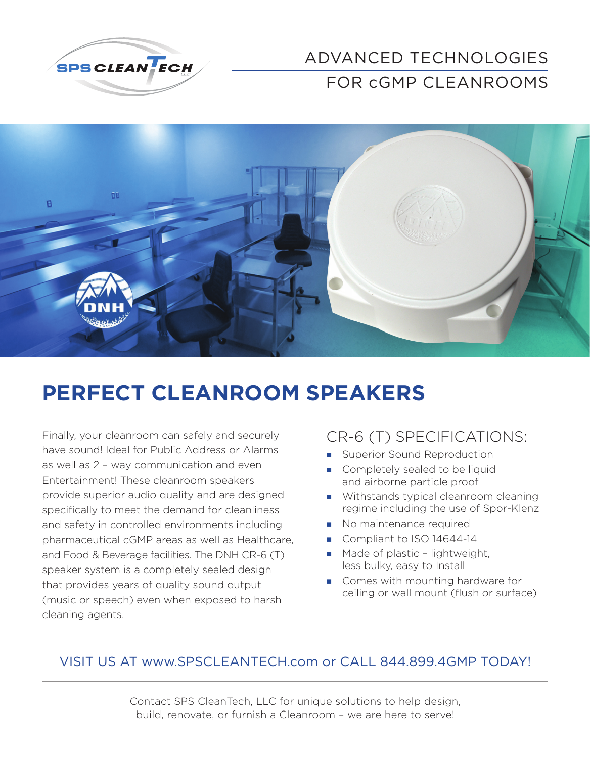ADVANCED TECHNOLOGIES

FOR cGMP CLEANROOMS

# PERFECT CLEANROOM SPEAKERS

Finally, your cleanroom can safely and securely have sound! Ideal for Public Address or Alarms as well as 2 – way communication and even Entertainment! These cleanroom speakers provide superior audio quality and are designed specifically to meet the demand for cleanliness and safety in controlled environments including pharmaceutical cGMP areas as well as Healthcare, and Food & Beverage facilities. The DNH CR-6 (T) speaker system is a completely sealed design that provides years of quality sound output (music or speech) even when exposed to harsh cleaning agents.

## CR-6 (T) SPECIFICATIONS:

- Superior Sound Reproduction
- Completely sealed to be liquid and airborne particle proof
- Withstands typical cleanroom cleaning regime including the use of Spor-Klenz
- No maintenance required
- Compliant to ISO 14644-14
- Made of plastic – lightweight, less bulky, easy to Install
- Comes with mounting hardware for ceiling or wall mount (flush or surface)

VISIT US AT www.SPSCLEANTECH.com or CALL 844.899.4GMP TODAY!

Contact SPS CleanTech, LLC for unique solutions to help design, build, renovate, or furnish a Cleanroom – we are here to serve!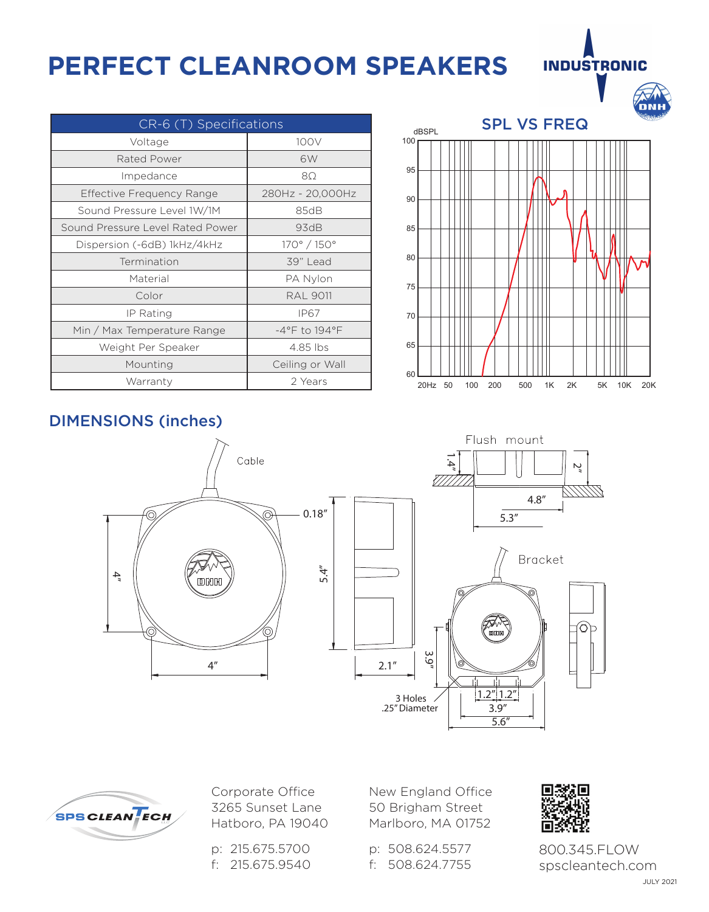# PERFECT CLEANROOM SPEAKERS

INDUSTRONIC

| CR-6 (T) Specifications | |
|---|---|
| Voltage | 100V |
| Rated Power | 6W |
| Impedance | 8Ω |
| Effective Frequency Range | 280Hz - 20,000Hz |
| Sound Pressure Level 1W/1M | 85dB |
| Sound Pressure Level Rated Power | 93dB |
| Dispersion (-6dB) 1kHz/4kHz | 170° / 150° |
| Termination | 39" Lead |
| Material | PA Nylon |
| Color | RAL 9011 |
| IP Rating | IP67 |
| Min / Max Temperature Range | -4°F to 194°F |
| Weight Per Speaker | 4.85 lbs |
| Mounting | Ceiling or Wall |
| Warranty | 2 Years |

## SPL VS FREQ

dBSPL

100
95
90
85
80
75
70
65
60

20Hz 50 100 200 500 1K 2K 5K 10K 20K

## DIMENSIONS (inches)

Cable

4″
4″
0.18″
5.4″
2.1″

Flush mount

1.4″
2″
4.8″
5.3″

Bracket

3.9″
1.2″ 1.2″
3.9″
5.6″
3 Holes
.25″ Diameter

SPS CLEANTECH

Corporate Office
3265 Sunset Lane
Hatboro, PA 19040

p: 215.675.5700
f: 215.675.9540

New England Office
50 Brigham Street
Marlboro, MA 01752

p: 508.624.5577
f: 508.624.7755

800.345.FLOW
spscleantech.com

JULY 2021